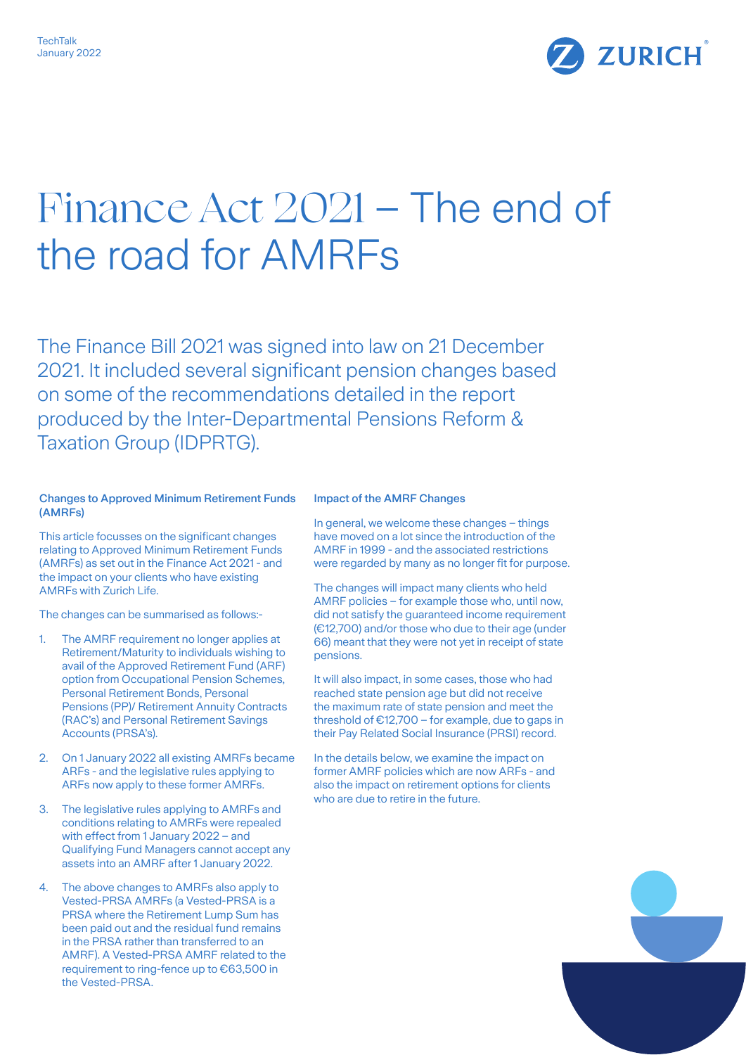TechTalk
January 2022

# Finance Act 2021 – The end of the road for AMRFs

The Finance Bill 2021 was signed into law on 21 December 2021. It included several significant pension changes based on some of the recommendations detailed in the report produced by the Inter-Departmental Pensions Reform & Taxation Group (IDPRTG).

### Changes to Approved Minimum Retirement Funds (AMRFs)

This article focusses on the significant changes relating to Approved Minimum Retirement Funds (AMRFs) as set out in the Finance Act 2021 - and the impact on your clients who have existing AMRFs with Zurich Life.

The changes can be summarised as follows:-

1. The AMRF requirement no longer applies at Retirement/Maturity to individuals wishing to avail of the Approved Retirement Fund (ARF) option from Occupational Pension Schemes, Personal Retirement Bonds, Personal Pensions (PP)/ Retirement Annuity Contracts (RAC's) and Personal Retirement Savings Accounts (PRSA's).
2. On 1 January 2022 all existing AMRFs became ARFs - and the legislative rules applying to ARFs now apply to these former AMRFs.
3. The legislative rules applying to AMRFs and conditions relating to AMRFs were repealed with effect from 1 January 2022 – and Qualifying Fund Managers cannot accept any assets into an AMRF after 1 January 2022.
4. The above changes to AMRFs also apply to Vested-PRSA AMRFs (a Vested-PRSA is a PRSA where the Retirement Lump Sum has been paid out and the residual fund remains in the PRSA rather than transferred to an AMRF). A Vested-PRSA AMRF related to the requirement to ring-fence up to €63,500 in the Vested-PRSA.

### Impact of the AMRF Changes

In general, we welcome these changes – things have moved on a lot since the introduction of the AMRF in 1999 - and the associated restrictions were regarded by many as no longer fit for purpose.

The changes will impact many clients who held AMRF policies – for example those who, until now, did not satisfy the guaranteed income requirement (€12,700) and/or those who due to their age (under 66) meant that they were not yet in receipt of state pensions.

It will also impact, in some cases, those who had reached state pension age but did not receive the maximum rate of state pension and meet the threshold of €12,700 – for example, due to gaps in their Pay Related Social Insurance (PRSI) record.

In the details below, we examine the impact on former AMRF policies which are now ARFs - and also the impact on retirement options for clients who are due to retire in the future.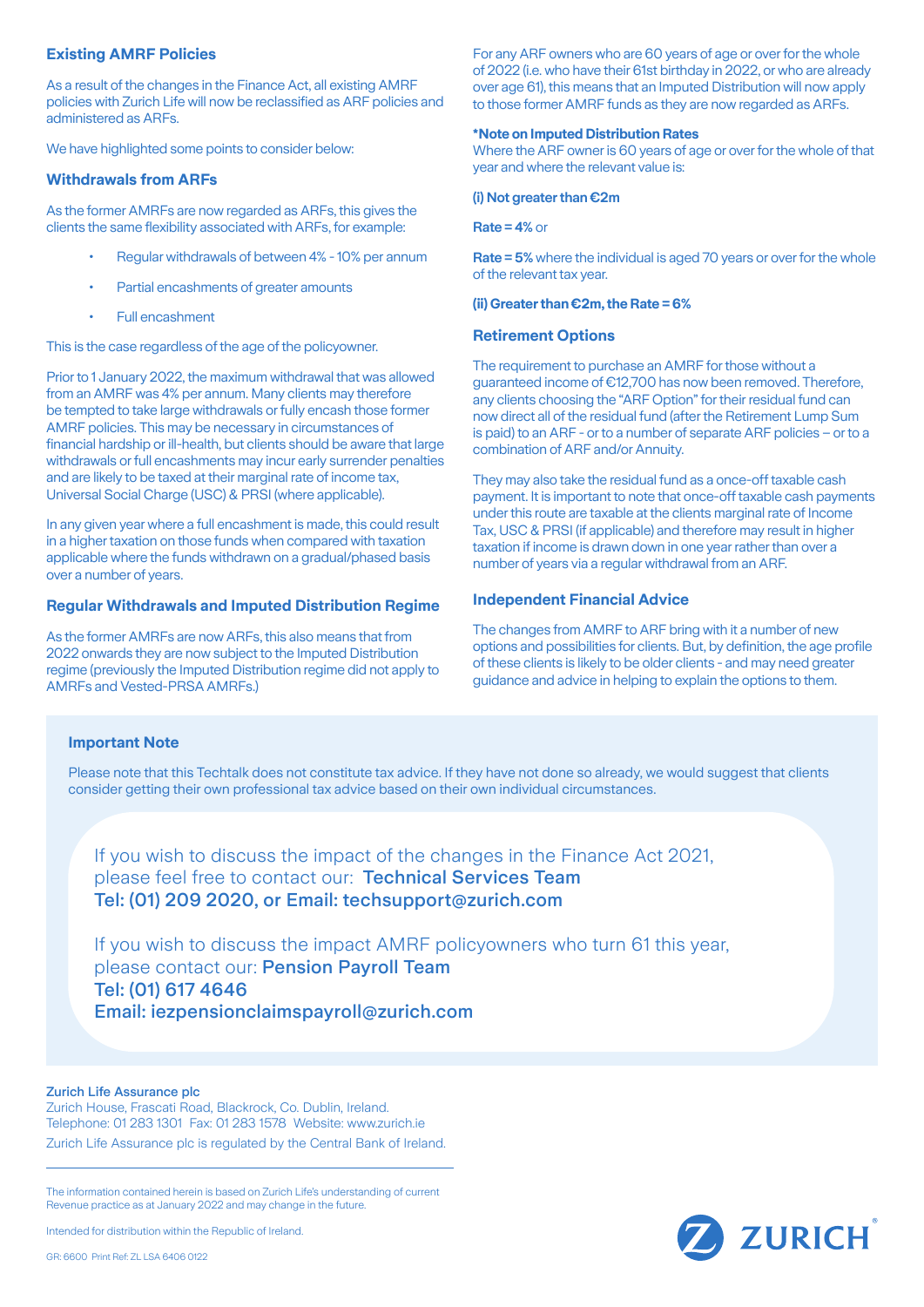## Existing AMRF Policies

As a result of the changes in the Finance Act, all existing AMRF policies with Zurich Life will now be reclassified as ARF policies and administered as ARFs.

We have highlighted some points to consider below:

### Withdrawals from ARFs

As the former AMRFs are now regarded as ARFs, this gives the clients the same flexibility associated with ARFs, for example:

- Regular withdrawals of between 4% - 10% per annum
- Partial encashments of greater amounts
- Full encashment

This is the case regardless of the age of the policyowner.

Prior to 1 January 2022, the maximum withdrawal that was allowed from an AMRF was 4% per annum. Many clients may therefore be tempted to take large withdrawals or fully encash those former AMRF policies. This may be necessary in circumstances of financial hardship or ill-health, but clients should be aware that large withdrawals or full encashments may incur early surrender penalties and are likely to be taxed at their marginal rate of income tax, Universal Social Charge (USC) & PRSI (where applicable).

In any given year where a full encashment is made, this could result in a higher taxation on those funds when compared with taxation applicable where the funds withdrawn on a gradual/phased basis over a number of years.

### Regular Withdrawals and Imputed Distribution Regime

As the former AMRFs are now ARFs, this also means that from 2022 onwards they are now subject to the Imputed Distribution regime (previously the Imputed Distribution regime did not apply to AMRFs and Vested-PRSA AMRFs.)

For any ARF owners who are 60 years of age or over for the whole of 2022 (i.e. who have their 61st birthday in 2022, or who are already over age 61), this means that an Imputed Distribution will now apply to those former AMRF funds as they are now regarded as ARFs.

**\*Note on Imputed Distribution Rates**
Where the ARF owner is 60 years of age or over for the whole of that year and where the relevant value is:

**(i) Not greater than €2m**

**Rate = 4%** or

**Rate = 5%** where the individual is aged 70 years or over for the whole of the relevant tax year.

**(ii) Greater than €2m, the Rate = 6%**

### Retirement Options

The requirement to purchase an AMRF for those without a guaranteed income of €12,700 has now been removed. Therefore, any clients choosing the "ARF Option" for their residual fund can now direct all of the residual fund (after the Retirement Lump Sum is paid) to an ARF - or to a number of separate ARF policies – or to a combination of ARF and/or Annuity.

They may also take the residual fund as a once-off taxable cash payment. It is important to note that once-off taxable cash payments under this route are taxable at the clients marginal rate of Income Tax, USC & PRSI (if applicable) and therefore may result in higher taxation if income is drawn down in one year rather than over a number of years via a regular withdrawal from an ARF.

### Independent Financial Advice

The changes from AMRF to ARF bring with it a number of new options and possibilities for clients. But, by definition, the age profile of these clients is likely to be older clients - and may need greater guidance and advice in helping to explain the options to them.

### Important Note

Please note that this Techtalk does not constitute tax advice. If they have not done so already, we would suggest that clients consider getting their own professional tax advice based on their own individual circumstances.

If you wish to discuss the impact of the changes in the Finance Act 2021, please feel free to contact our: **Technical Services Team**
**Tel: (01) 209 2020, or Email: techsupport@zurich.com**

If you wish to discuss the impact AMRF policyowners who turn 61 this year, please contact our: **Pension Payroll Team**
**Tel: (01) 617 4646**
**Email: iezpensionclaimspayroll@zurich.com**

**Zurich Life Assurance plc**
Zurich House, Frascati Road, Blackrock, Co. Dublin, Ireland.
Telephone: 01 283 1301 Fax: 01 283 1578 Website: www.zurich.ie
Zurich Life Assurance plc is regulated by the Central Bank of Ireland.

The information contained herein is based on Zurich Life's understanding of current Revenue practice as at January 2022 and may change in the future.

Intended for distribution within the Republic of Ireland.

GR: 6600 Print Ref: ZL LSA 6406 0122

ZURICH